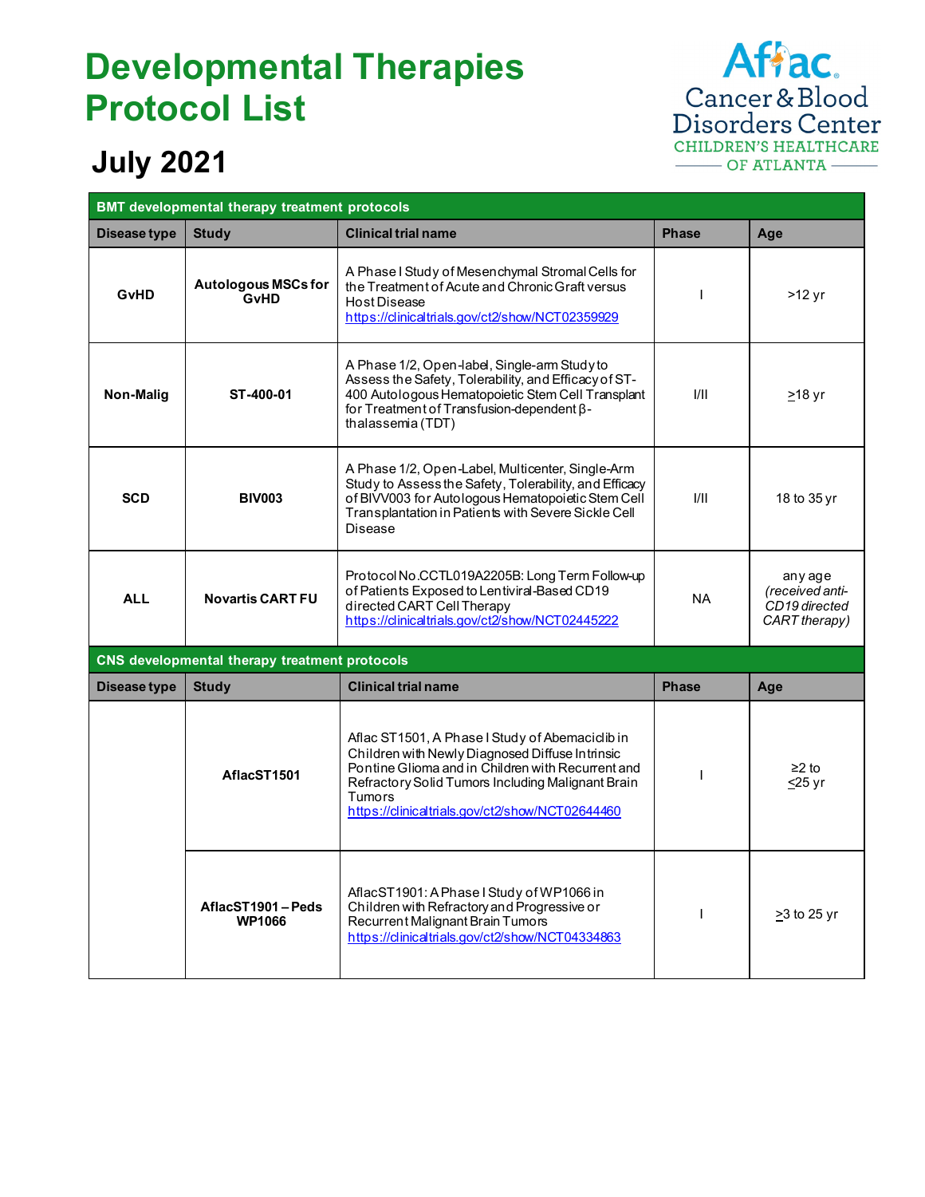# Developmental Therapies Protocol List

## July 2021

Aflac Cancer & Blood Disorders Center
CHILDREN'S HEALTHCARE OF ATLANTA

| BMT developmental therapy treatment protocols | | | | |
|---|---|---|---|---|
| **Disease type** | **Study** | **Clinical trial name** | **Phase** | **Age** |
| **GvHD** | **Autologous MSCs for GvHD** | A Phase I Study of Mesenchymal Stromal Cells for the Treatment of Acute and Chronic Graft versus Host Disease https://clinicaltrials.gov/ct2/show/NCT02359929 | I | >12 yr |
| **Non-Malig** | **ST-400-01** | A Phase 1/2, Open-label, Single-arm Study to Assess the Safety, Tolerability, and Efficacy of ST-400 Autologous Hematopoietic Stem Cell Transplant for Treatment of Transfusion-dependent β-thalassemia (TDT) | I/II | ≥18 yr |
| **SCD** | **BIV003** | A Phase 1/2, Open-Label, Multicenter, Single-Arm Study to Assess the Safety, Tolerability, and Efficacy of BIVV003 for Autologous Hematopoietic Stem Cell Transplantation in Patients with Severe Sickle Cell Disease | I/II | 18 to 35 yr |
| **ALL** | **Novartis CART FU** | Protocol No.CCTL019A2205B: Long Term Follow-up of Patients Exposed to Lentiviral-Based CD19 directed CART Cell Therapy https://clinicaltrials.gov/ct2/show/NCT02445222 | NA | any age *(received anti-CD19 directed CART therapy)* |

| CNS developmental therapy treatment protocols | | | | |
|---|---|---|---|---|
| **Disease type** | **Study** | **Clinical trial name** | **Phase** | **Age** |
| | **AflacST1501** | Aflac ST1501, A Phase I Study of Abemaciclib in Children with Newly Diagnosed Diffuse Intrinsic Pontine Glioma and in Children with Recurrent and Refractory Solid Tumors Including Malignant Brain Tumors https://clinicaltrials.gov/ct2/show/NCT02644460 | I | ≥2 to ≤25 yr |
| | **AflacST1901 – Peds WP1066** | AflacST1901: A Phase I Study of WP1066 in Children with Refractory and Progressive or Recurrent Malignant Brain Tumors https://clinicaltrials.gov/ct2/show/NCT04334863 | I | ≥3 to 25 yr |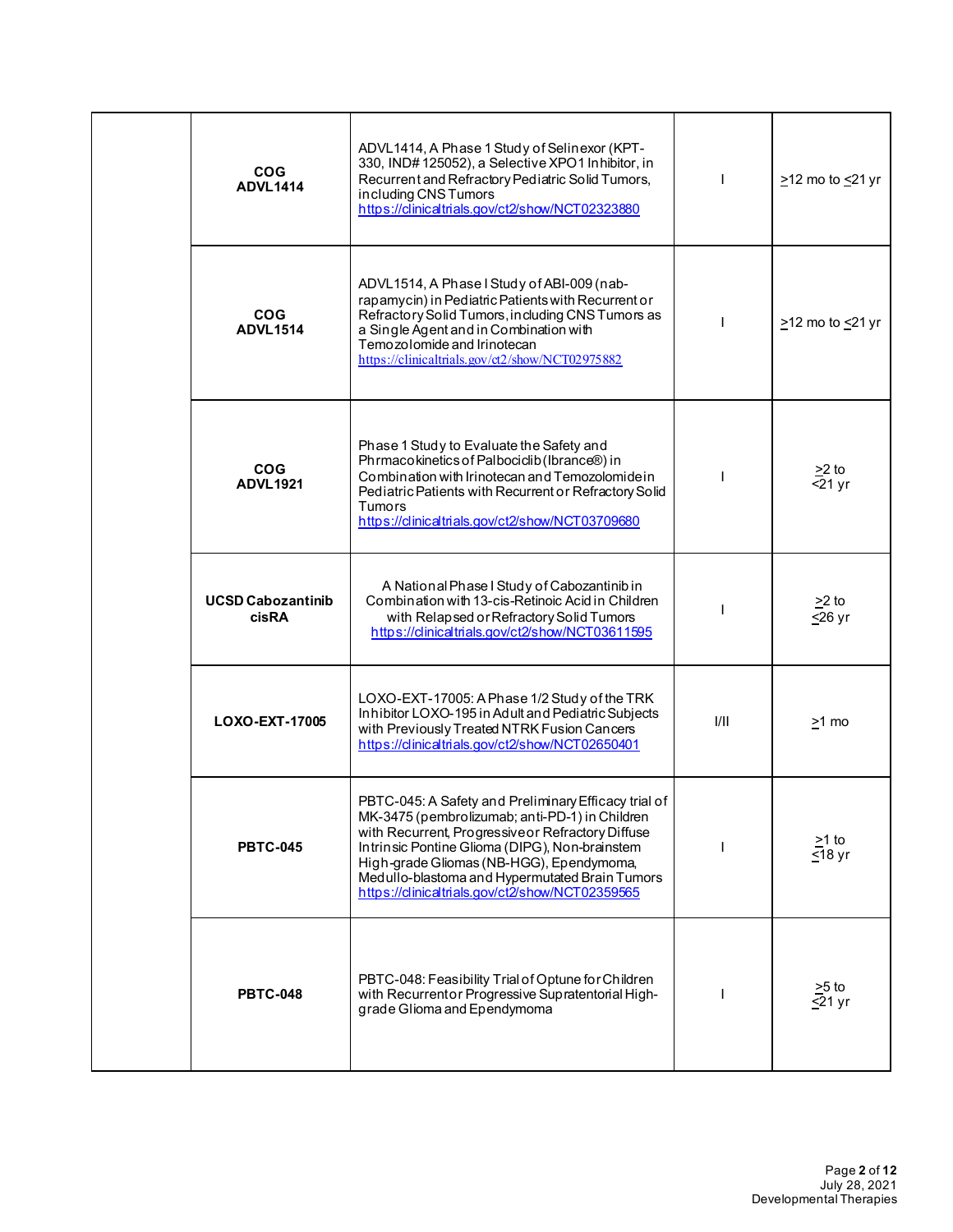| | | | | |
|---|---|---|---|---|
| | **COG ADVL1414** | ADVL1414, A Phase 1 Study of Selinexor (KPT-330, IND# 125052), a Selective XPO1 Inhibitor, in Recurrent and Refractory Pediatric Solid Tumors, including CNS Tumors https://clinicaltrials.gov/ct2/show/NCT02323880 | I | ≥12 mo to ≤21 yr |
| | **COG ADVL1514** | ADVL1514, A Phase I Study of ABI-009 (nab-rapamycin) in Pediatric Patients with Recurrent or Refractory Solid Tumors, including CNS Tumors as a Single Agent and in Combination with Temozolomide and Irinotecan https://clinicaltrials.gov/ct2/show/NCT02975882 | I | ≥12 mo to ≤21 yr |
| | **COG ADVL1921** | Phase 1 Study to Evaluate the Safety and Phrmacokinetics of Palbociclib (Ibrance®) in Combination with Irinotecan and Temozolomide in Pediatric Patients with Recurrent or Refractory Solid Tumors https://clinicaltrials.gov/ct2/show/NCT03709680 | I | ≥2 to <21 yr |
| | **UCSD Cabozantinib cisRA** | A National Phase I Study of Cabozantinib in Combination with 13-cis-Retinoic Acid in Children with Relapsed or Refractory Solid Tumors https://clinicaltrials.gov/ct2/show/NCT03611595 | I | ≥2 to ≤26 yr |
| | **LOXO-EXT-17005** | LOXO-EXT-17005: A Phase 1/2 Study of the TRK Inhibitor LOXO-195 in Adult and Pediatric Subjects with Previously Treated NTRK Fusion Cancers https://clinicaltrials.gov/ct2/show/NCT02650401 | I/II | ≥1 mo |
| | **PBTC-045** | PBTC-045: A Safety and Preliminary Efficacy trial of MK-3475 (pembrolizumab; anti-PD-1) in Children with Recurrent, Progressive or Refractory Diffuse Intrinsic Pontine Glioma (DIPG), Non-brainstem High-grade Gliomas (NB-HGG), Ependymoma, Medullo-blastoma and Hypermutated Brain Tumors https://clinicaltrials.gov/ct2/show/NCT02359565 | I | ≥1 to ≤18 yr |
| | **PBTC-048** | PBTC-048: Feasibility Trial of Optune for Children with Recurrent or Progressive Supratentorial High-grade Glioma and Ependymoma | I | ≥5 to ≤21 yr |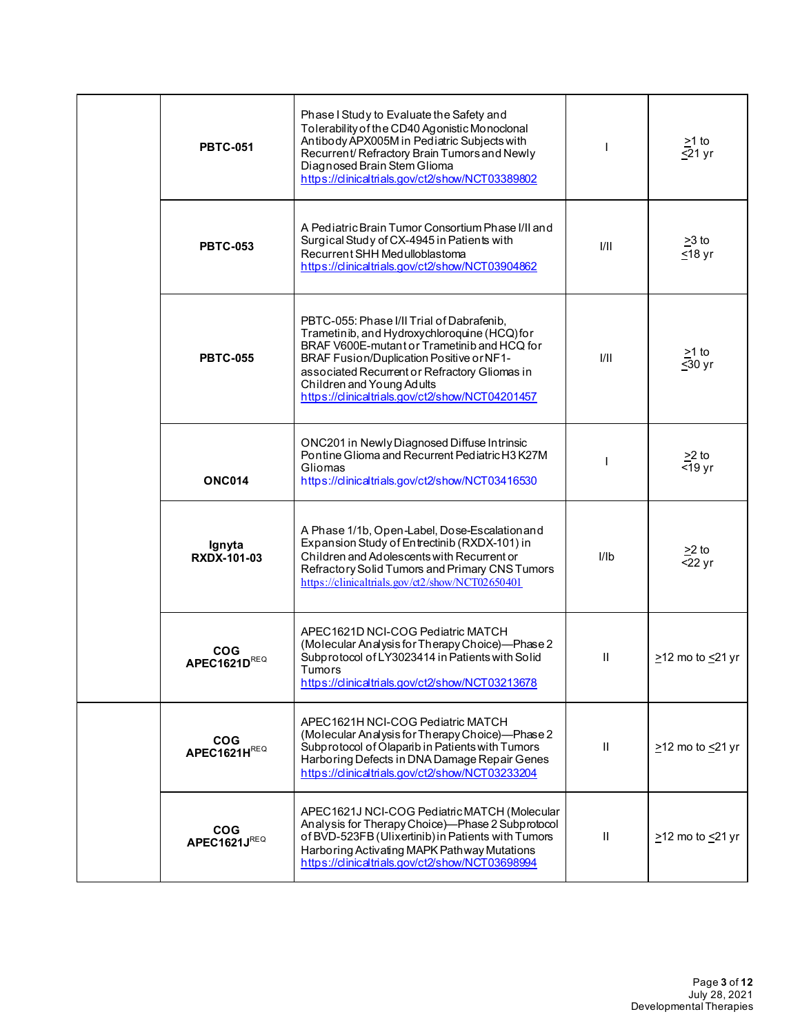|  |  |  |  |  |
|---|---|---|---|---|
|  | **PBTC-051** | Phase I Study to Evaluate the Safety and Tolerability of the CD40 Agonistic Monoclonal Antibody APX005M in Pediatric Subjects with Recurrent/ Refractory Brain Tumors and Newly Diagnosed Brain Stem Glioma https://clinicaltrials.gov/ct2/show/NCT03389802 | I | $\geq$1 to $\leq$21 yr |
|  | **PBTC-053** | A Pediatric Brain Tumor Consortium Phase I/II and Surgical Study of CX-4945 in Patients with Recurrent SHH Medulloblastoma https://clinicaltrials.gov/ct2/show/NCT03904862 | I/II | $\geq$3 to $\leq$18 yr |
|  | **PBTC-055** | PBTC-055: Phase I/II Trial of Dabrafenib, Trametinib, and Hydroxychloroquine (HCQ) for BRAF V600E-mutant or Trametinib and HCQ for BRAF Fusion/Duplication Positive or NF1-associated Recurrent or Refractory Gliomas in Children and Young Adults https://clinicaltrials.gov/ct2/show/NCT04201457 | I/II | $\geq$1 to $\leq$30 yr |
|  | **ONC014** | ONC201 in Newly Diagnosed Diffuse Intrinsic Pontine Glioma and Recurrent Pediatric H3 K27M Gliomas https://clinicaltrials.gov/ct2/show/NCT03416530 | I | $\geq$2 to <19 yr |
|  | **Ignyta RXDX-101-03** | A Phase 1/1b, Open-Label, Dose-Escalation and Expansion Study of Entrectinib (RXDX-101) in Children and Adolescents with Recurrent or Refractory Solid Tumors and Primary CNS Tumors https://clinicaltrials.gov/ct2/show/NCT02650401 | I/Ib | $\geq$2 to <22 yr |
|  | **COG APEC1621D**[REQ] | APEC1621D NCI-COG Pediatric MATCH (Molecular Analysis for Therapy Choice)—Phase 2 Subprotocol of LY3023414 in Patients with Solid Tumors https://clinicaltrials.gov/ct2/show/NCT03213678 | II | $\geq$12 mo to $\leq$21 yr |
|  | **COG APEC1621H**[REQ] | APEC1621H NCI-COG Pediatric MATCH (Molecular Analysis for Therapy Choice)—Phase 2 Subprotocol of Olaparib in Patients with Tumors Harboring Defects in DNA Damage Repair Genes https://clinicaltrials.gov/ct2/show/NCT03233204 | II | $\geq$12 mo to $\leq$21 yr |
|  | **COG APEC1621J**[REQ] | APEC1621J NCI-COG Pediatric MATCH (Molecular Analysis for Therapy Choice)—Phase 2 Subprotocol of BVD-523FB (Ulixertinib) in Patients with Tumors Harboring Activating MAPK Pathway Mutations https://clinicaltrials.gov/ct2/show/NCT03698994 | II | $\geq$12 mo to $\leq$21 yr |

July 28, 2021
Developmental Therapies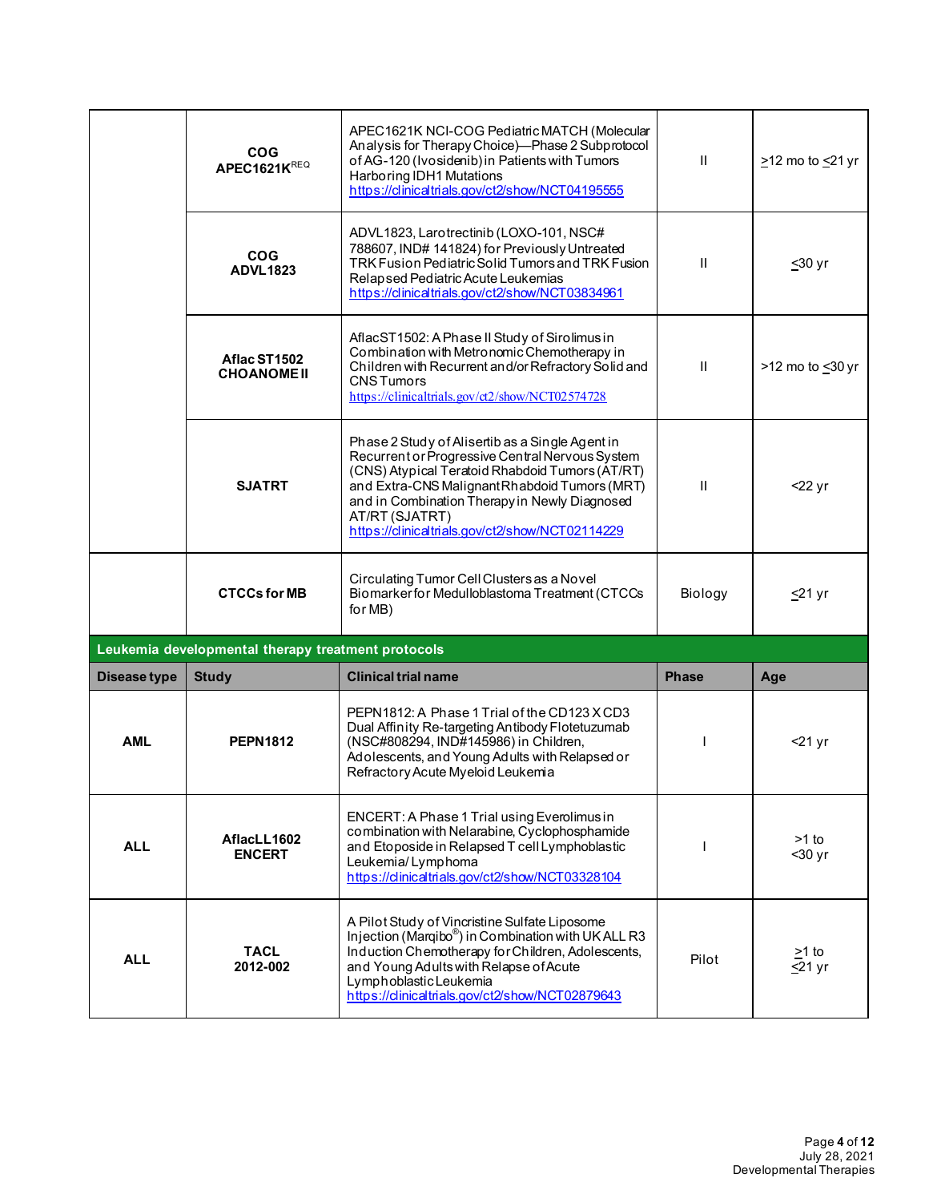| | | | | |
|---|---|---|---|---|
| | **COG APEC1621K**[REQ] | APEC1621K NCI-COG Pediatric MATCH (Molecular Analysis for Therapy Choice)—Phase 2 Subprotocol of AG-120 (Ivosidenib) in Patients with Tumors Harboring IDH1 Mutations https://clinicaltrials.gov/ct2/show/NCT04195555 | II | ≥12 mo to ≤21 yr |
| | **COG ADVL1823** | ADVL1823, Larotrectinib (LOXO-101, NSC# 788607, IND# 141824) for Previously Untreated TRK Fusion Pediatric Solid Tumors and TRK Fusion Relapsed Pediatric Acute Leukemias https://clinicaltrials.gov/ct2/show/NCT03834961 | II | ≤30 yr |
| | **Aflac ST1502 CHOANOME II** | AflacST1502: A Phase II Study of Sirolimus in Combination with Metronomic Chemotherapy in Children with Recurrent and/or Refractory Solid and CNS Tumors https://clinicaltrials.gov/ct2/show/NCT02574728 | II | >12 mo to ≤30 yr |
| | **SJATRT** | Phase 2 Study of Alisertib as a Single Agent in Recurrent or Progressive Central Nervous System (CNS) Atypical Teratoid Rhabdoid Tumors (AT/RT) and Extra-CNS Malignant Rhabdoid Tumors (MRT) and in Combination Therapy in Newly Diagnosed AT/RT (SJATRT) https://clinicaltrials.gov/ct2/show/NCT02114229 | II | <22 yr |
| | **CTCCs for MB** | Circulating Tumor Cell Clusters as a Novel Biomarker for Medulloblastoma Treatment (CTCCs for MB) | Biology | ≤21 yr |

**Leukemia developmental therapy treatment protocols**

| Disease type | Study | Clinical trial name | Phase | Age |
|---|---|---|---|---|
| **AML** | **PEPN1812** | PEPN1812: A Phase 1 Trial of the CD123 X CD3 Dual Affinity Re-targeting Antibody Flotetuzumab (NSC#808294, IND#145986) in Children, Adolescents, and Young Adults with Relapsed or Refractory Acute Myeloid Leukemia | I | <21 yr |
| **ALL** | **AflacLL1602 ENCERT** | ENCERT: A Phase 1 Trial using Everolimus in combination with Nelarabine, Cyclophosphamide and Etoposide in Relapsed T cell Lymphoblastic Leukemia/ Lymphoma https://clinicaltrials.gov/ct2/show/NCT03328104 | I | >1 to <30 yr |
| **ALL** | **TACL 2012-002** | A Pilot Study of Vincristine Sulfate Liposome Injection (Marqibo®) in Combination with UK ALL R3 Induction Chemotherapy for Children, Adolescents, and Young Adults with Relapse of Acute Lymphoblastic Leukemia https://clinicaltrials.gov/ct2/show/NCT02879643 | Pilot | ≥1 to ≤21 yr |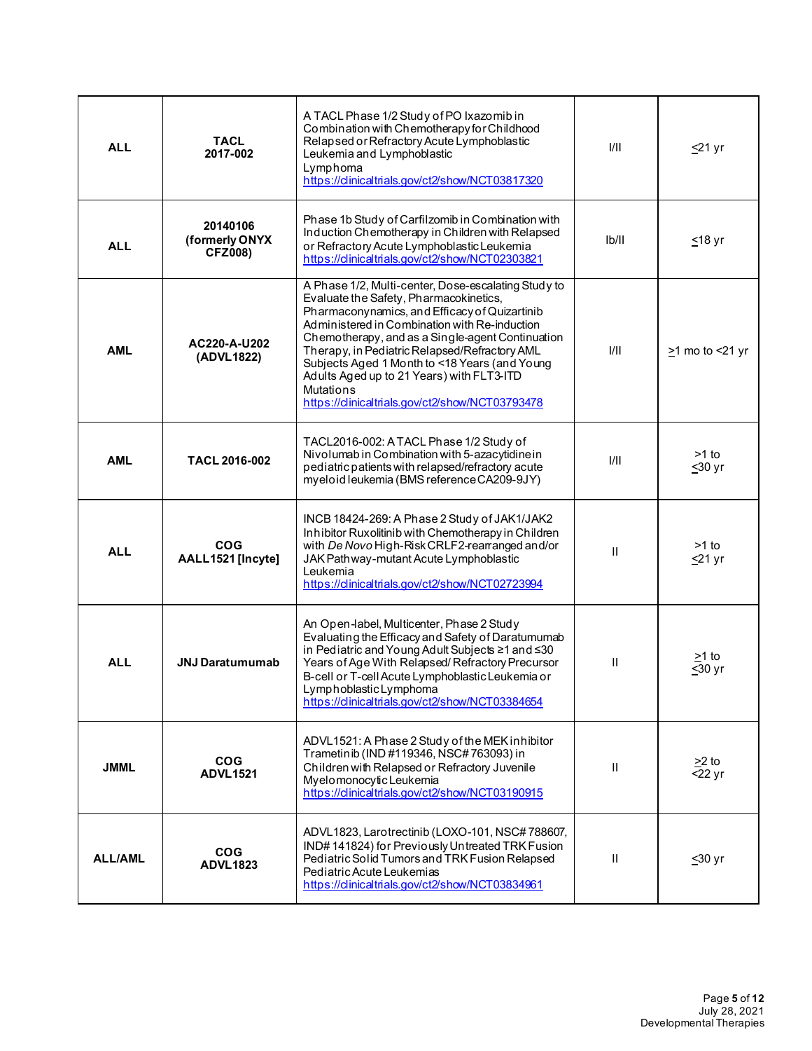| ALL | TACL 2017-002 | A TACL Phase 1/2 Study of PO Ixazomib in Combination with Chemotherapy for Childhood Relapsed or Refractory Acute Lymphoblastic Leukemia and Lymphoblastic Lymphoma https://clinicaltrials.gov/ct2/show/NCT03817320 | I/II | ≤21 yr |
|---|---|---|---|---|
| ALL | 20140106 (formerly ONYX CFZ008) | Phase 1b Study of Carfilzomib in Combination with Induction Chemotherapy in Children with Relapsed or Refractory Acute Lymphoblastic Leukemia https://clinicaltrials.gov/ct2/show/NCT02303821 | Ib/II | ≤18 yr |
| AML | AC220-A-U202 (ADVL1822) | A Phase 1/2, Multi-center, Dose-escalating Study to Evaluate the Safety, Pharmacokinetics, Pharmaconynamics, and Efficacy of Quizartinib Administered in Combination with Re-induction Chemotherapy, and as a Single-agent Continuation Therapy, in Pediatric Relapsed/Refractory AML Subjects Aged 1 Month to <18 Years (and Young Adults Aged up to 21 Years) with FLT3-ITD Mutations https://clinicaltrials.gov/ct2/show/NCT03793478 | I/II | ≥1 mo to <21 yr |
| AML | TACL 2016-002 | TACL2016-002: A TACL Phase 1/2 Study of Nivolumab in Combination with 5-azacytidine in pediatric patients with relapsed/refractory acute myeloid leukemia (BMS reference CA209-9JY) | I/II | >1 to ≤30 yr |
| ALL | COG AALL1521 [Incyte] | INCB 18424-269: A Phase 2 Study of JAK1/JAK2 Inhibitor Ruxolitinib with Chemotherapy in Children with *De Novo* High-Risk CRLF2-rearranged and/or JAK Pathway-mutant Acute Lymphoblastic Leukemia https://clinicaltrials.gov/ct2/show/NCT02723994 | II | >1 to ≤21 yr |
| ALL | JNJ Daratumumab | An Open-label, Multicenter, Phase 2 Study Evaluating the Efficacy and Safety of Daratumumab in Pediatric and Young Adult Subjects ≥1 and ≤30 Years of Age With Relapsed/ Refractory Precursor B-cell or T-cell Acute Lymphoblastic Leukemia or Lymphoblastic Lymphoma https://clinicaltrials.gov/ct2/show/NCT03384654 | II | ≥1 to ≤30 yr |
| JMML | COG ADVL1521 | ADVL1521: A Phase 2 Study of the MEK inhibitor Trametinib (IND #119346, NSC# 763093) in Children with Relapsed or Refractory Juvenile Myelomonocytic Leukemia https://clinicaltrials.gov/ct2/show/NCT03190915 | II | ≥2 to <22 yr |
| ALL/AML | COG ADVL1823 | ADVL1823, Larotrectinib (LOXO-101, NSC# 788607, IND# 141824) for Previously Untreated TRK Fusion Pediatric Solid Tumors and TRK Fusion Relapsed Pediatric Acute Leukemias https://clinicaltrials.gov/ct2/show/NCT03834961 | II | ≤30 yr |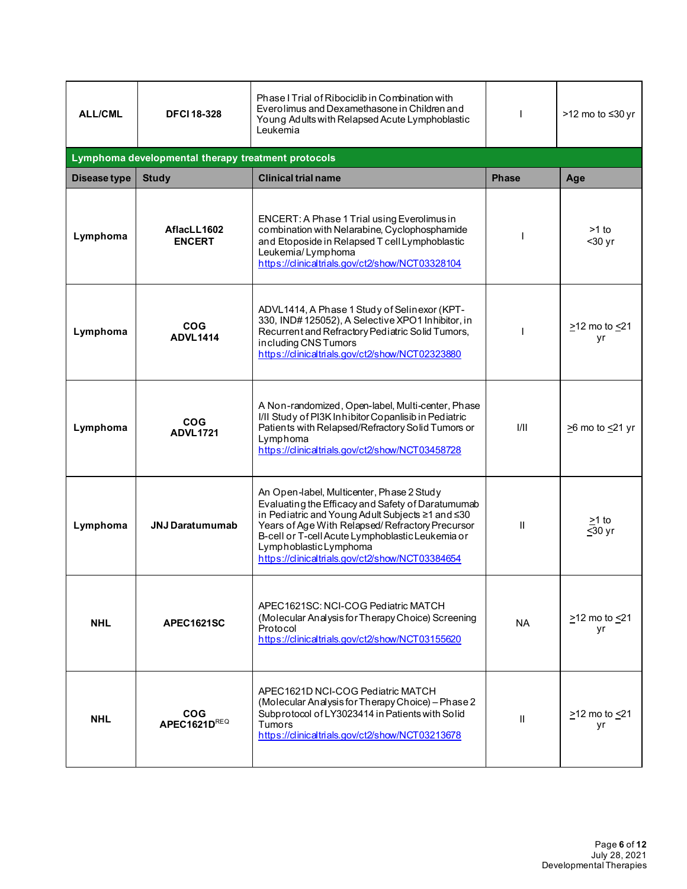| | | | | |
|---|---|---|---|---|
| **ALL/CML** | **DFCI 18-328** | Phase I Trial of Ribociclib in Combination with Everolimus and Dexamethasone in Children and Young Adults with Relapsed Acute Lymphoblastic Leukemia | I | >12 mo to ≤30 yr |

**Lymphoma developmental therapy treatment protocols**

| Disease type | Study | Clinical trial name | Phase | Age |
|---|---|---|---|---|
| **Lymphoma** | **AflacLL1602 ENCERT** | ENCERT: A Phase 1 Trial using Everolimus in combination with Nelarabine, Cyclophosphamide and Etoposide in Relapsed T cell Lymphoblastic Leukemia/ Lymphoma https://clinicaltrials.gov/ct2/show/NCT03328104 | I | >1 to <30 yr |
| **Lymphoma** | **COG ADVL1414** | ADVL1414, A Phase 1 Study of Selinexor (KPT-330, IND# 125052), A Selective XPO1 Inhibitor, in Recurrent and Refractory Pediatric Solid Tumors, including CNS Tumors https://clinicaltrials.gov/ct2/show/NCT02323880 | I | ≥12 mo to ≤21 yr |
| **Lymphoma** | **COG ADVL1721** | A Non-randomized, Open-label, Multi-center, Phase I/II Study of PI3K Inhibitor Copanlisib in Pediatric Patients with Relapsed/Refractory Solid Tumors or Lymphoma https://clinicaltrials.gov/ct2/show/NCT03458728 | I/II | ≥6 mo to ≤21 yr |
| **Lymphoma** | **JNJ Daratumumab** | An Open-label, Multicenter, Phase 2 Study Evaluating the Efficacy and Safety of Daratumumab in Pediatric and Young Adult Subjects ≥1 and ≤30 Years of Age With Relapsed/ Refractory Precursor B-cell or T-cell Acute Lymphoblastic Leukemia or Lymphoblastic Lymphoma https://clinicaltrials.gov/ct2/show/NCT03384654 | II | ≥1 to ≤30 yr |
| **NHL** | **APEC1621SC** | APEC1621SC: NCI-COG Pediatric MATCH (Molecular Analysis for Therapy Choice) Screening Protocol https://clinicaltrials.gov/ct2/show/NCT03155620 | NA | ≥12 mo to ≤21 yr |
| **NHL** | **COG APEC1621D**[REQ] | APEC1621D NCI-COG Pediatric MATCH (Molecular Analysis for Therapy Choice) – Phase 2 Subprotocol of LY3023414 in Patients with Solid Tumors https://clinicaltrials.gov/ct2/show/NCT03213678 | II | ≥12 mo to ≤21 yr |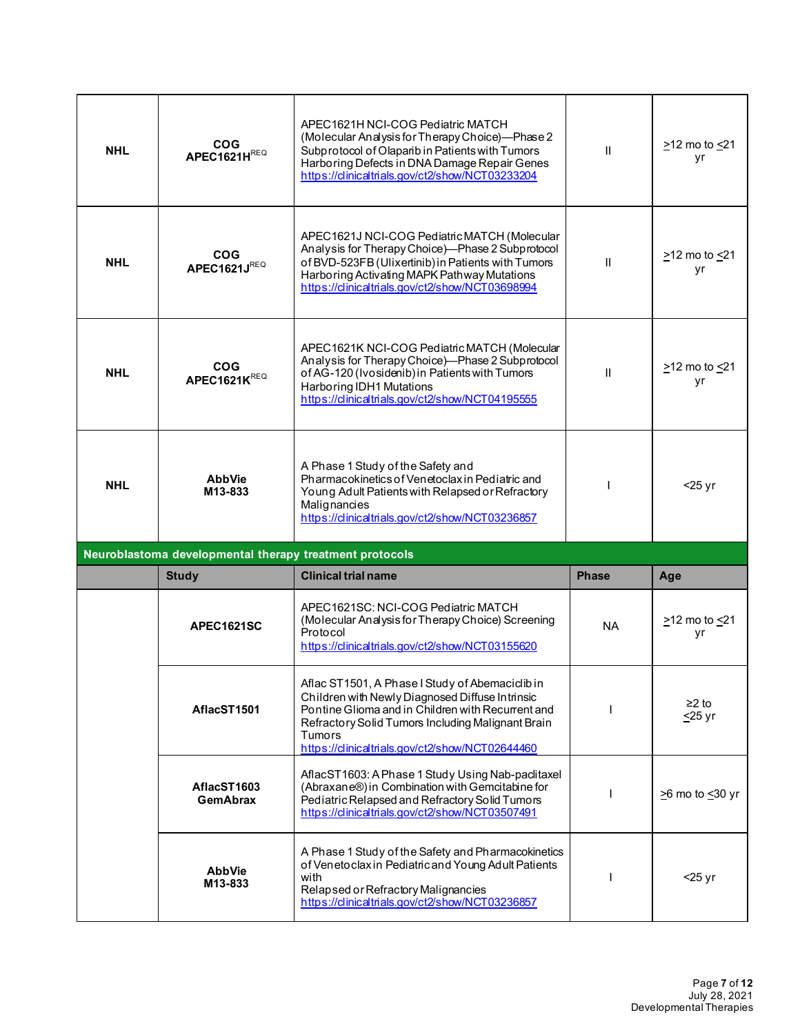| NHL | COG APEC1621H[REQ] | APEC1621H NCI-COG Pediatric MATCH (Molecular Analysis for Therapy Choice)—Phase 2 Subprotocol of Olaparib in Patients with Tumors Harboring Defects in DNA Damage Repair Genes https://clinicaltrials.gov/ct2/show/NCT03233204 | II | ≥12 mo to ≤21 yr |
|---|---|---|---|---|
| NHL | COG APEC1621J[REQ] | APEC1621J NCI-COG Pediatric MATCH (Molecular Analysis for Therapy Choice)—Phase 2 Subprotocol of BVD-523FB (Ulixertinib) in Patients with Tumors Harboring Activating MAPK Pathway Mutations https://clinicaltrials.gov/ct2/show/NCT03698994 | II | ≥12 mo to ≤21 yr |
| NHL | COG APEC1621K[REQ] | APEC1621K NCI-COG Pediatric MATCH (Molecular Analysis for Therapy Choice)—Phase 2 Subprotocol of AG-120 (Ivosidenib) in Patients with Tumors Harboring IDH1 Mutations https://clinicaltrials.gov/ct2/show/NCT04195555 | II | ≥12 mo to ≤21 yr |
| NHL | AbbVie M13-833 | A Phase 1 Study of the Safety and Pharmacokinetics of Venetoclax in Pediatric and Young Adult Patients with Relapsed or Refractory Malignancies https://clinicaltrials.gov/ct2/show/NCT03236857 | I | <25 yr |

**Neuroblastoma developmental therapy treatment protocols**

| | Study | Clinical trial name | Phase | Age |
|---|---|---|---|---|
| | APEC1621SC | APEC1621SC: NCI-COG Pediatric MATCH (Molecular Analysis for Therapy Choice) Screening Protocol https://clinicaltrials.gov/ct2/show/NCT03155620 | NA | ≥12 mo to ≤21 yr |
| | AflacST1501 | Aflac ST1501, A Phase I Study of Abemaciclib in Children with Newly Diagnosed Diffuse Intrinsic Pontine Glioma and in Children with Recurrent and Refractory Solid Tumors Including Malignant Brain Tumors https://clinicaltrials.gov/ct2/show/NCT02644460 | I | ≥2 to ≤25 yr |
| | AflacST1603 GemAbrax | AflacST1603: A Phase 1 Study Using Nab-paclitaxel (Abraxane®) in Combination with Gemcitabine for Pediatric Relapsed and Refractory Solid Tumors https://clinicaltrials.gov/ct2/show/NCT03507491 | I | ≥6 mo to ≤30 yr |
| | AbbVie M13-833 | A Phase 1 Study of the Safety and Pharmacokinetics of Venetoclax in Pediatric and Young Adult Patients with Relapsed or Refractory Malignancies https://clinicaltrials.gov/ct2/show/NCT03236857 | I | <25 yr |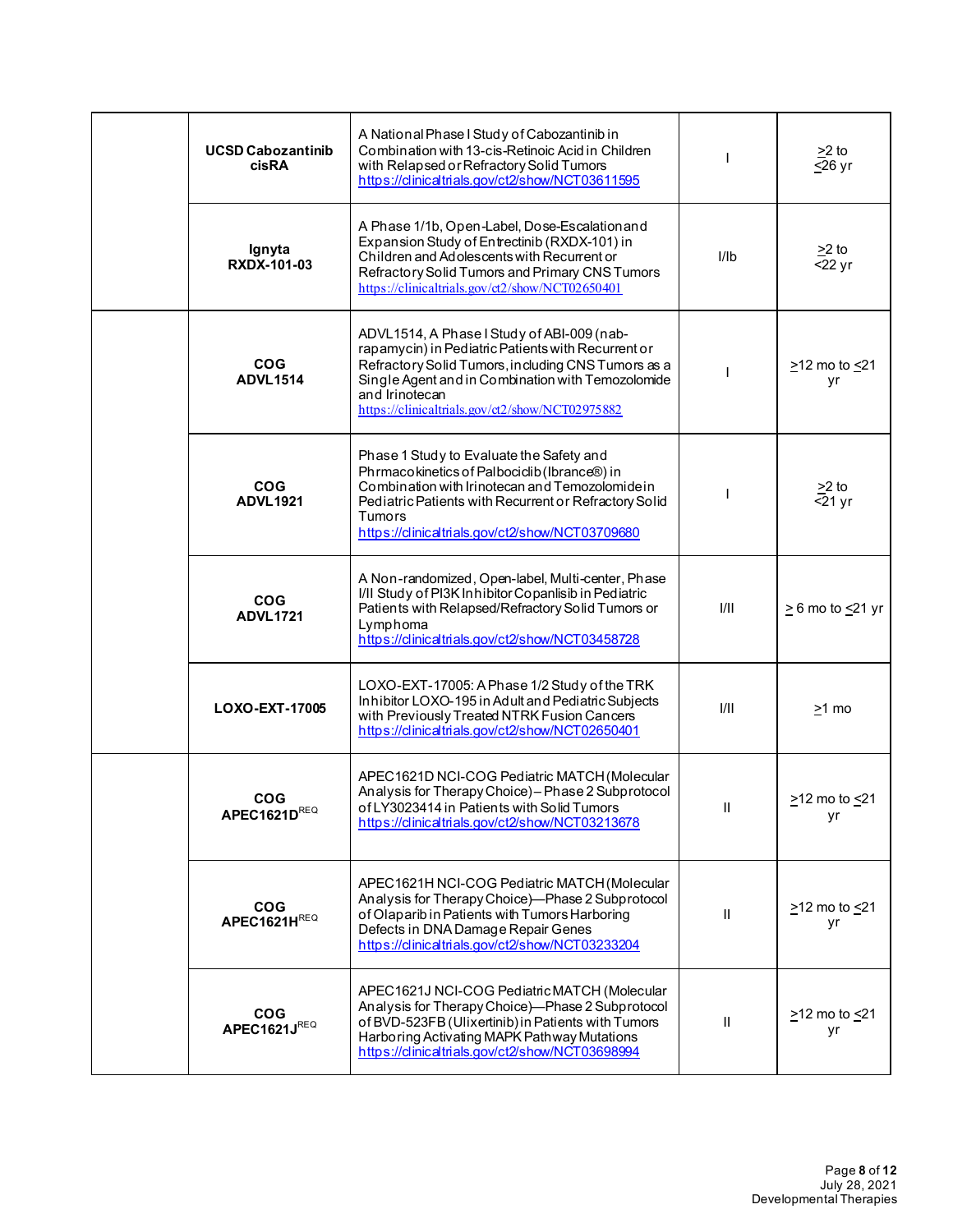| | | | | |
|---|---|---|---|---|
| | **UCSD Cabozantinib cisRA** | A National Phase I Study of Cabozantinib in Combination with 13-cis-Retinoic Acid in Children with Relapsed or Refractory Solid Tumors https://clinicaltrials.gov/ct2/show/NCT03611595 | I | ≥2 to ≤26 yr |
| | **Ignyta RXDX-101-03** | A Phase 1/1b, Open-Label, Dose-Escalation and Expansion Study of Entrectinib (RXDX-101) in Children and Adolescents with Recurrent or Refractory Solid Tumors and Primary CNS Tumors https://clinicaltrials.gov/ct2/show/NCT02650401 | I/Ib | ≥2 to <22 yr |
| | **COG ADVL1514** | ADVL1514, A Phase I Study of ABI-009 (nab-rapamycin) in Pediatric Patients with Recurrent or Refractory Solid Tumors, including CNS Tumors as a Single Agent and in Combination with Temozolomide and Irinotecan https://clinicaltrials.gov/ct2/show/NCT02975882 | I | ≥12 mo to ≤21 yr |
| | **COG ADVL1921** | Phase 1 Study to Evaluate the Safety and Phrmacokinetics of Palbociclib (Ibrance®) in Combination with Irinotecan and Temozolomide in Pediatric Patients with Recurrent or Refractory Solid Tumors https://clinicaltrials.gov/ct2/show/NCT03709680 | I | ≥2 to <21 yr |
| | **COG ADVL1721** | A Non-randomized, Open-label, Multi-center, Phase I/II Study of PI3K Inhibitor Copanlisib in Pediatric Patients with Relapsed/Refractory Solid Tumors or Lymphoma https://clinicaltrials.gov/ct2/show/NCT03458728 | I/II | ≥ 6 mo to ≤21 yr |
| | **LOXO-EXT-17005** | LOXO-EXT-17005: A Phase 1/2 Study of the TRK Inhibitor LOXO-195 in Adult and Pediatric Subjects with Previously Treated NTRK Fusion Cancers https://clinicaltrials.gov/ct2/show/NCT02650401 | I/II | ≥1 mo |
| | **COG APEC1621D**[REQ] | APEC1621D NCI-COG Pediatric MATCH (Molecular Analysis for Therapy Choice) – Phase 2 Subprotocol of LY3023414 in Patients with Solid Tumors https://clinicaltrials.gov/ct2/show/NCT03213678 | II | ≥12 mo to ≤21 yr |
| | **COG APEC1621H**[REQ] | APEC1621H NCI-COG Pediatric MATCH (Molecular Analysis for Therapy Choice)—Phase 2 Subprotocol of Olaparib in Patients with Tumors Harboring Defects in DNA Damage Repair Genes https://clinicaltrials.gov/ct2/show/NCT03233204 | II | ≥12 mo to ≤21 yr |
| | **COG APEC1621J**[REQ] | APEC1621J NCI-COG Pediatric MATCH (Molecular Analysis for Therapy Choice)—Phase 2 Subprotocol of BVD-523FB (Ulixertinib) in Patients with Tumors Harboring Activating MAPK Pathway Mutations https://clinicaltrials.gov/ct2/show/NCT03698994 | II | ≥12 mo to ≤21 yr |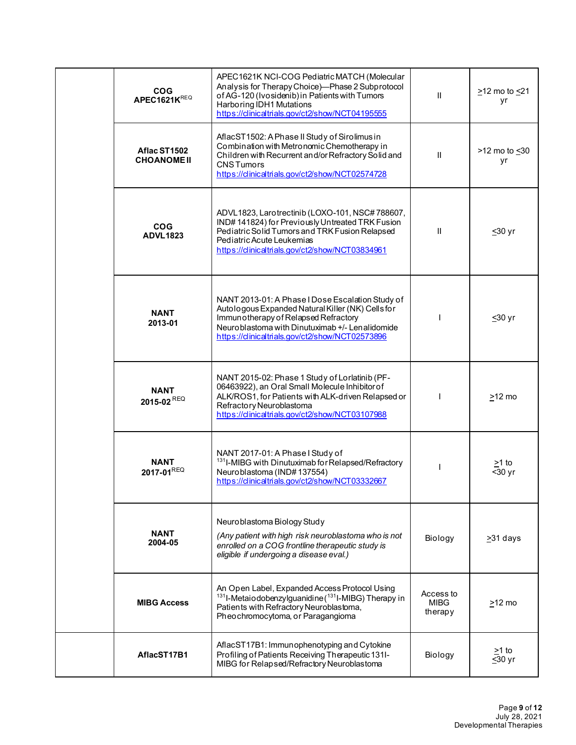| | | | | |
|---|---|---|---|---|
| | **COG APEC1621K**[REQ] | APEC1621K NCI-COG Pediatric MATCH (Molecular Analysis for Therapy Choice)—Phase 2 Subprotocol of AG-120 (Ivosidenib) in Patients with Tumors Harboring IDH1 Mutations https://clinicaltrials.gov/ct2/show/NCT04195555 | II | >12 mo to <21 yr |
| | **Aflac ST1502 CHOANOME II** | AflacST1502: A Phase II Study of Sirolimus in Combination with Metronomic Chemotherapy in Children with Recurrent and/or Refractory Solid and CNS Tumors https://clinicaltrials.gov/ct2/show/NCT02574728 | II | >12 mo to <30 yr |
| | **COG ADVL1823** | ADVL1823, Larotrectinib (LOXO-101, NSC# 788607, IND# 141824) for Previously Untreated TRK Fusion Pediatric Solid Tumors and TRK Fusion Relapsed Pediatric Acute Leukemias https://clinicaltrials.gov/ct2/show/NCT03834961 | II | <30 yr |
| | **NANT 2013-01** | NANT 2013-01: A Phase I Dose Escalation Study of Autologous Expanded Natural Killer (NK) Cells for Immunotherapy of Relapsed Refractory Neuroblastoma with Dinutuximab +/- Lenalidomide https://clinicaltrials.gov/ct2/show/NCT02573896 | I | <30 yr |
| | **NANT 2015-02**[REQ] | NANT 2015-02: Phase 1 Study of Lorlatinib (PF-06463922), an Oral Small Molecule Inhibitor of ALK/ROS1, for Patients with ALK-driven Relapsed or Refractory Neuroblastoma https://clinicaltrials.gov/ct2/show/NCT03107988 | I | >12 mo |
| | **NANT 2017-01**[REQ] | NANT 2017-01: A Phase I Study of $^{131}$I-MIBG with Dinutuximab for Relapsed/Refractory Neuroblastoma (IND# 137554) https://clinicaltrials.gov/ct2/show/NCT03332667 | I | >1 to <30 yr |
| | **NANT 2004-05** | Neuroblastoma Biology Study *(Any patient with high risk neuroblastoma who is not enrolled on a COG frontline therapeutic study is eligible if undergoing a disease eval.)* | Biology | >31 days |
| | **MIBG Access** | An Open Label, Expanded Access Protocol Using $^{131}$I-Metaiodobenzylguanidine ($^{131}$I-MIBG) Therapy in Patients with Refractory Neuroblastoma, Pheochromocytoma, or Paragangioma | Access to MIBG therapy | >12 mo |
| | **AflacST17B1** | AflacST17B1: Immunophenotyping and Cytokine Profiling of Patients Receiving Therapeutic 131I-MIBG for Relapsed/Refractory Neuroblastoma | Biology | >1 to <30 yr |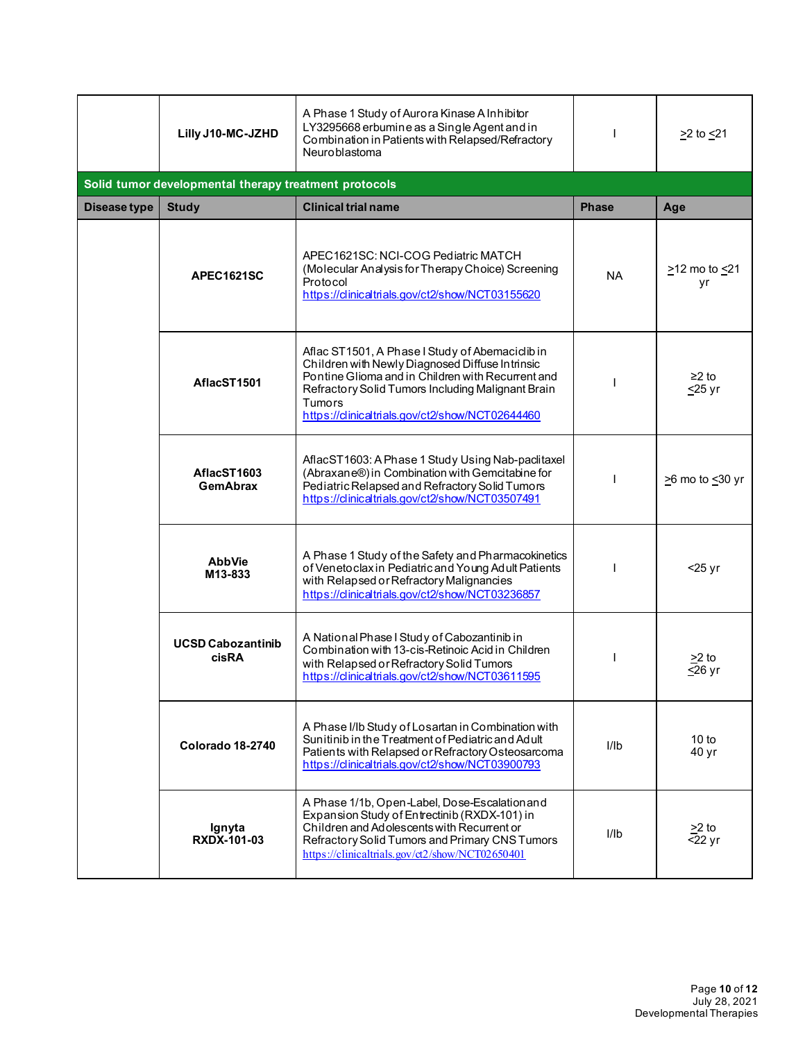| | Lilly J10-MC-JZHD | A Phase 1 Study of Aurora Kinase A Inhibitor LY3295668 erbumine as a Single Agent and in Combination in Patients with Relapsed/Refractory Neuroblastoma | I | >2 to <21 |
|---|---|---|---|---|

**Solid tumor developmental therapy treatment protocols**

| Disease type | Study | Clinical trial name | Phase | Age |
|---|---|---|---|---|
| | **APEC1621SC** | APEC1621SC: NCI-COG Pediatric MATCH (Molecular Analysis for Therapy Choice) Screening Protocol https://clinicaltrials.gov/ct2/show/NCT03155620 | NA | >12 mo to <21 yr |
| | **AflacST1501** | Aflac ST1501, A Phase I Study of Abemaciclib in Children with Newly Diagnosed Diffuse Intrinsic Pontine Glioma and in Children with Recurrent and Refractory Solid Tumors Including Malignant Brain Tumors https://clinicaltrials.gov/ct2/show/NCT02644460 | I | ≥2 to <25 yr |
| | **AflacST1603 GemAbrax** | AflacST1603: A Phase 1 Study Using Nab-paclitaxel (Abraxane®) in Combination with Gemcitabine for Pediatric Relapsed and Refractory Solid Tumors https://clinicaltrials.gov/ct2/show/NCT03507491 | I | >6 mo to <30 yr |
| | **AbbVie M13-833** | A Phase 1 Study of the Safety and Pharmacokinetics of Venetoclax in Pediatric and Young Adult Patients with Relapsed or Refractory Malignancies https://clinicaltrials.gov/ct2/show/NCT03236857 | I | <25 yr |
| | **UCSD Cabozantinib cisRA** | A National Phase I Study of Cabozantinib in Combination with 13-cis-Retinoic Acid in Children with Relapsed or Refractory Solid Tumors https://clinicaltrials.gov/ct2/show/NCT03611595 | I | >2 to <26 yr |
| | **Colorado 18-2740** | A Phase I/Ib Study of Losartan in Combination with Sunitinib in the Treatment of Pediatric and Adult Patients with Relapsed or Refractory Osteosarcoma https://clinicaltrials.gov/ct2/show/NCT03900793 | I/Ib | 10 to 40 yr |
| | **Ignyta RXDX-101-03** | A Phase 1/1b, Open-Label, Dose-Escalation and Expansion Study of Entrectinib (RXDX-101) in Children and Adolescents with Recurrent or Refractory Solid Tumors and Primary CNS Tumors https://clinicaltrials.gov/ct2/show/NCT02650401 | I/Ib | >2 to <22 yr |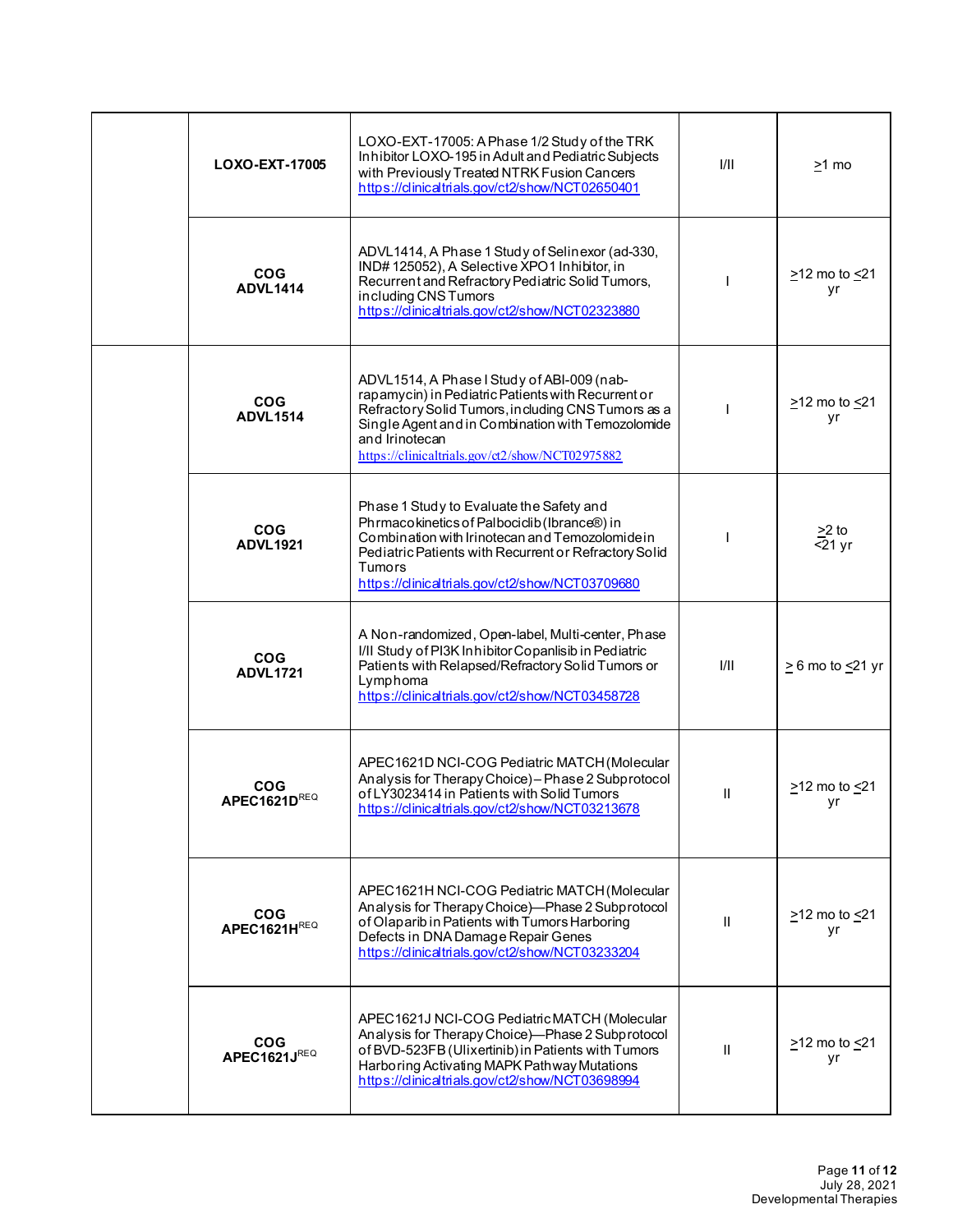| | | | | |
|---|---|---|---|---|
| | **LOXO-EXT-17005** | LOXO-EXT-17005: A Phase 1/2 Study of the TRK Inhibitor LOXO-195 in Adult and Pediatric Subjects with Previously Treated NTRK Fusion Cancers https://clinicaltrials.gov/ct2/show/NCT02650401 | I/II | ≥1 mo |
| | **COG ADVL1414** | ADVL1414, A Phase 1 Study of Selinexor (ad-330, IND# 125052), A Selective XPO1 Inhibitor, in Recurrent and Refractory Pediatric Solid Tumors, including CNS Tumors https://clinicaltrials.gov/ct2/show/NCT02323880 | I | ≥12 mo to ≤21 yr |
| | **COG ADVL1514** | ADVL1514, A Phase I Study of ABI-009 (nab-rapamycin) in Pediatric Patients with Recurrent or Refractory Solid Tumors, including CNS Tumors as a Single Agent and in Combination with Temozolomide and Irinotecan https://clinicaltrials.gov/ct2/show/NCT02975882 | I | ≥12 mo to ≤21 yr |
| | **COG ADVL1921** | Phase 1 Study to Evaluate the Safety and Phrmacokinetics of Palbociclib (Ibrance®) in Combination with Irinotecan and Temozolomide in Pediatric Patients with Recurrent or Refractory Solid Tumors https://clinicaltrials.gov/ct2/show/NCT03709680 | I | ≥2 to <21 yr |
| | **COG ADVL1721** | A Non-randomized, Open-label, Multi-center, Phase I/II Study of PI3K Inhibitor Copanlisib in Pediatric Patients with Relapsed/Refractory Solid Tumors or Lymphoma https://clinicaltrials.gov/ct2/show/NCT03458728 | I/II | ≥ 6 mo to ≤21 yr |
| | **COG APEC1621D**[REQ] | APEC1621D NCI-COG Pediatric MATCH (Molecular Analysis for Therapy Choice) – Phase 2 Subprotocol of LY3023414 in Patients with Solid Tumors https://clinicaltrials.gov/ct2/show/NCT03213678 | II | ≥12 mo to ≤21 yr |
| | **COG APEC1621H**[REQ] | APEC1621H NCI-COG Pediatric MATCH (Molecular Analysis for Therapy Choice)—Phase 2 Subprotocol of Olaparib in Patients with Tumors Harboring Defects in DNA Damage Repair Genes https://clinicaltrials.gov/ct2/show/NCT03233204 | II | ≥12 mo to ≤21 yr |
| | **COG APEC1621J**[REQ] | APEC1621J NCI-COG Pediatric MATCH (Molecular Analysis for Therapy Choice)—Phase 2 Subprotocol of BVD-523FB (Ulixertinib) in Patients with Tumors Harboring Activating MAPK Pathway Mutations https://clinicaltrials.gov/ct2/show/NCT03698994 | II | ≥12 mo to ≤21 yr |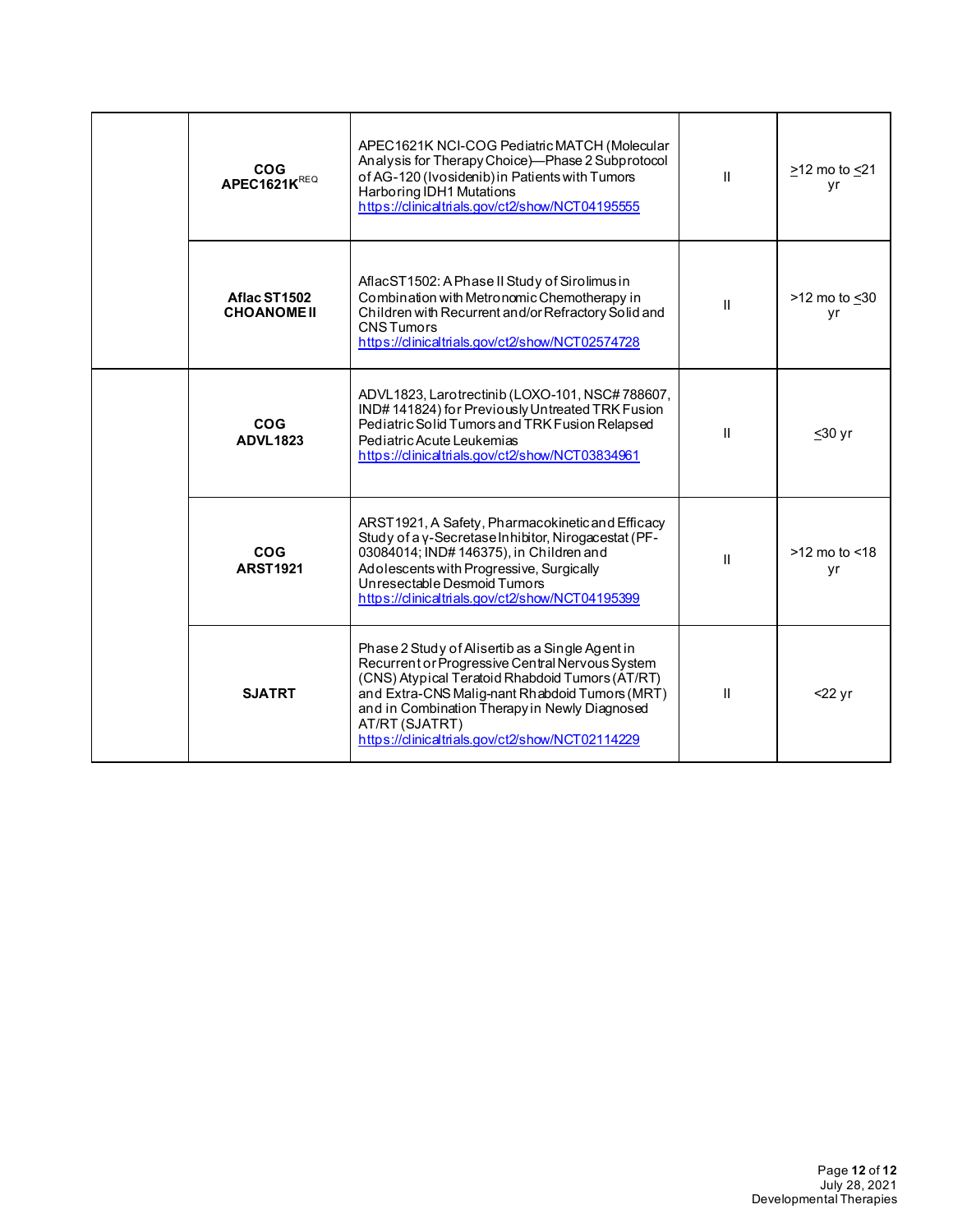| | | | | |
|---|---|---|---|---|
| | **COG APEC1621K**[REQ] | APEC1621K NCI-COG Pediatric MATCH (Molecular Analysis for Therapy Choice)—Phase 2 Subprotocol of AG-120 (Ivosidenib) in Patients with Tumors Harboring IDH1 Mutations https://clinicaltrials.gov/ct2/show/NCT04195555 | II | ≥12 mo to ≤21 yr |
| | **Aflac ST1502 CHOANOME II** | AflacST1502: A Phase II Study of Sirolimus in Combination with Metronomic Chemotherapy in Children with Recurrent and/or Refractory Solid and CNS Tumors https://clinicaltrials.gov/ct2/show/NCT02574728 | II | >12 mo to ≤30 yr |
| | **COG ADVL1823** | ADVL1823, Larotrectinib (LOXO-101, NSC# 788607, IND# 141824) for Previously Untreated TRK Fusion Pediatric Solid Tumors and TRK Fusion Relapsed Pediatric Acute Leukemias https://clinicaltrials.gov/ct2/show/NCT03834961 | II | ≤30 yr |
| | **COG ARST1921** | ARST1921, A Safety, Pharmacokinetic and Efficacy Study of a γ-Secretase Inhibitor, Nirogacestat (PF-03084014; IND# 146375), in Children and Adolescents with Progressive, Surgically Unresectable Desmoid Tumors https://clinicaltrials.gov/ct2/show/NCT04195399 | II | >12 mo to <18 yr |
| | **SJATRT** | Phase 2 Study of Alisertib as a Single Agent in Recurrent or Progressive Central Nervous System (CNS) Atypical Teratoid Rhabdoid Tumors (AT/RT) and Extra-CNS Malig-nant Rhabdoid Tumors (MRT) and in Combination Therapy in Newly Diagnosed AT/RT (SJATRT) https://clinicaltrials.gov/ct2/show/NCT02114229 | II | <22 yr |